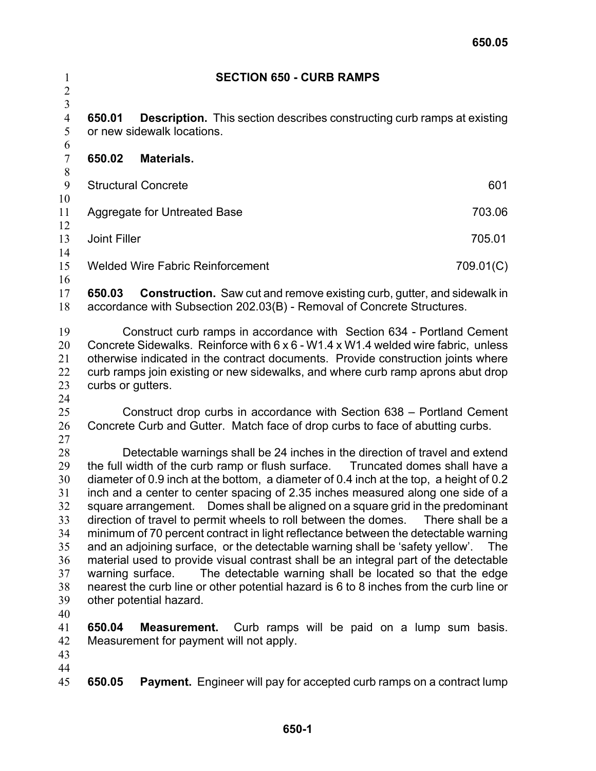# SECTION 650 - CURB RAMPS

**650.01 Description.** This section describes constructing curb ramps at existing or new sidewalk locations.

**650.02 Materials.**

| | |
|---|---|
| Structural Concrete | 601 |
| Aggregate for Untreated Base | 703.06 |
| Joint Filler | 705.01 |
| Welded Wire Fabric Reinforcement | 709.01(C) |

**650.03 Construction.** Saw cut and remove existing curb, gutter, and sidewalk in accordance with Subsection 202.03(B) - Removal of Concrete Structures.

Construct curb ramps in accordance with Section 634 - Portland Cement Concrete Sidewalks. Reinforce with 6 x 6 - W1.4 x W1.4 welded wire fabric, unless otherwise indicated in the contract documents. Provide construction joints where curb ramps join existing or new sidewalks, and where curb ramp aprons abut drop curbs or gutters.

Construct drop curbs in accordance with Section 638 – Portland Cement Concrete Curb and Gutter. Match face of drop curbs to face of abutting curbs.

Detectable warnings shall be 24 inches in the direction of travel and extend the full width of the curb ramp or flush surface. Truncated domes shall have a diameter of 0.9 inch at the bottom, a diameter of 0.4 inch at the top, a height of 0.2 inch and a center to center spacing of 2.35 inches measured along one side of a square arrangement. Domes shall be aligned on a square grid in the predominant direction of travel to permit wheels to roll between the domes. There shall be a minimum of 70 percent contract in light reflectance between the detectable warning and an adjoining surface, or the detectable warning shall be 'safety yellow'. The material used to provide visual contrast shall be an integral part of the detectable warning surface. The detectable warning shall be located so that the edge nearest the curb line or other potential hazard is 6 to 8 inches from the curb line or other potential hazard.

**650.04 Measurement.** Curb ramps will be paid on a lump sum basis. Measurement for payment will not apply.

**650.05 Payment.** Engineer will pay for accepted curb ramps on a contract lump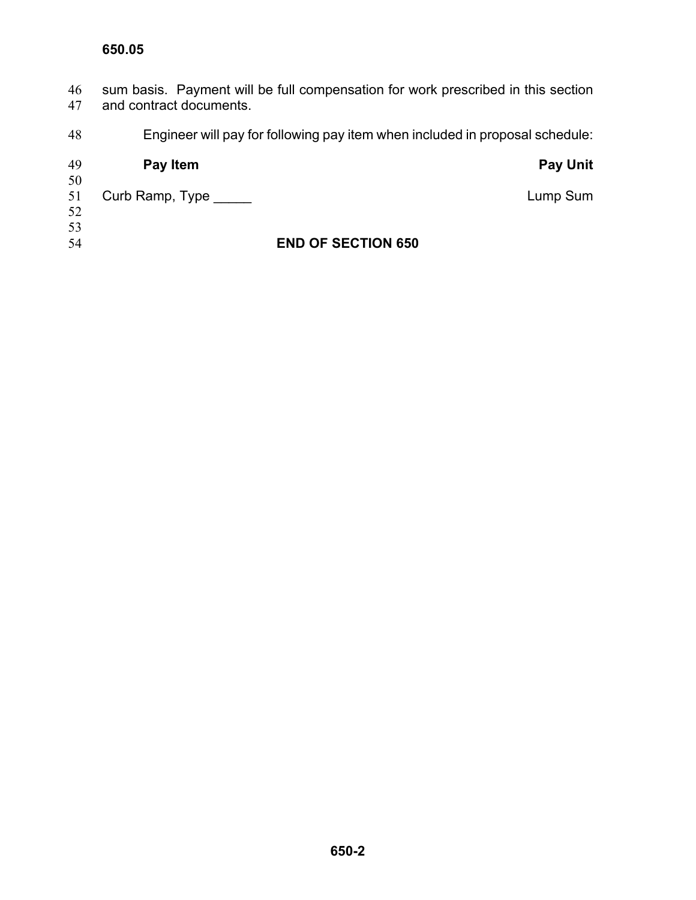sum basis. Payment will be full compensation for work prescribed in this section and contract documents.

Engineer will pay for following pay item when included in proposal schedule:

| Pay Item | Pay Unit |
| --- | --- |
| Curb Ramp, Type _____ | Lump Sum |

**END OF SECTION 650**